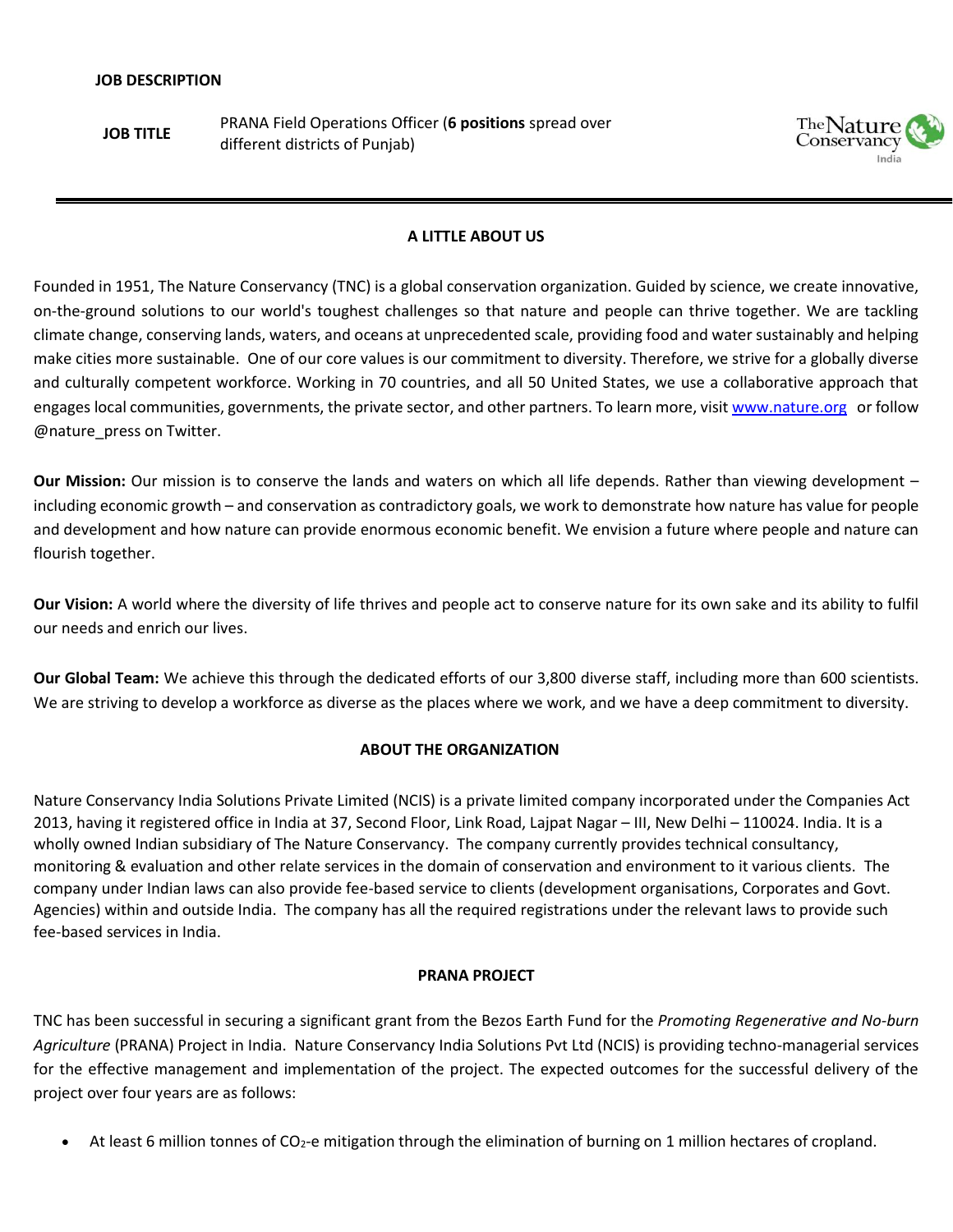**JOB DESCRIPTION**

| **JOB TITLE** | PRANA Field Operations Officer (**6 positions** spread over different districts of Punjab) |
|---|---|

## A LITTLE ABOUT US

Founded in 1951, The Nature Conservancy (TNC) is a global conservation organization. Guided by science, we create innovative, on-the-ground solutions to our world's toughest challenges so that nature and people can thrive together. We are tackling climate change, conserving lands, waters, and oceans at unprecedented scale, providing food and water sustainably and helping make cities more sustainable. One of our core values is our commitment to diversity. Therefore, we strive for a globally diverse and culturally competent workforce. Working in 70 countries, and all 50 United States, we use a collaborative approach that engages local communities, governments, the private sector, and other partners. To learn more, visit www.nature.org or follow @nature_press on Twitter.

**Our Mission:** Our mission is to conserve the lands and waters on which all life depends. Rather than viewing development – including economic growth – and conservation as contradictory goals, we work to demonstrate how nature has value for people and development and how nature can provide enormous economic benefit. We envision a future where people and nature can flourish together.

**Our Vision:** A world where the diversity of life thrives and people act to conserve nature for its own sake and its ability to fulfil our needs and enrich our lives.

**Our Global Team:** We achieve this through the dedicated efforts of our 3,800 diverse staff, including more than 600 scientists. We are striving to develop a workforce as diverse as the places where we work, and we have a deep commitment to diversity.

## ABOUT THE ORGANIZATION

Nature Conservancy India Solutions Private Limited (NCIS) is a private limited company incorporated under the Companies Act 2013, having it registered office in India at 37, Second Floor, Link Road, Lajpat Nagar – III, New Delhi – 110024. India. It is a wholly owned Indian subsidiary of The Nature Conservancy. The company currently provides technical consultancy, monitoring & evaluation and other relate services in the domain of conservation and environment to it various clients. The company under Indian laws can also provide fee-based service to clients (development organisations, Corporates and Govt. Agencies) within and outside India. The company has all the required registrations under the relevant laws to provide such fee-based services in India.

## PRANA PROJECT

TNC has been successful in securing a significant grant from the Bezos Earth Fund for the *Promoting Regenerative and No-burn Agriculture* (PRANA) Project in India. Nature Conservancy India Solutions Pvt Ltd (NCIS) is providing techno-managerial services for the effective management and implementation of the project. The expected outcomes for the successful delivery of the project over four years are as follows:

- At least 6 million tonnes of $CO_2$-e mitigation through the elimination of burning on 1 million hectares of cropland.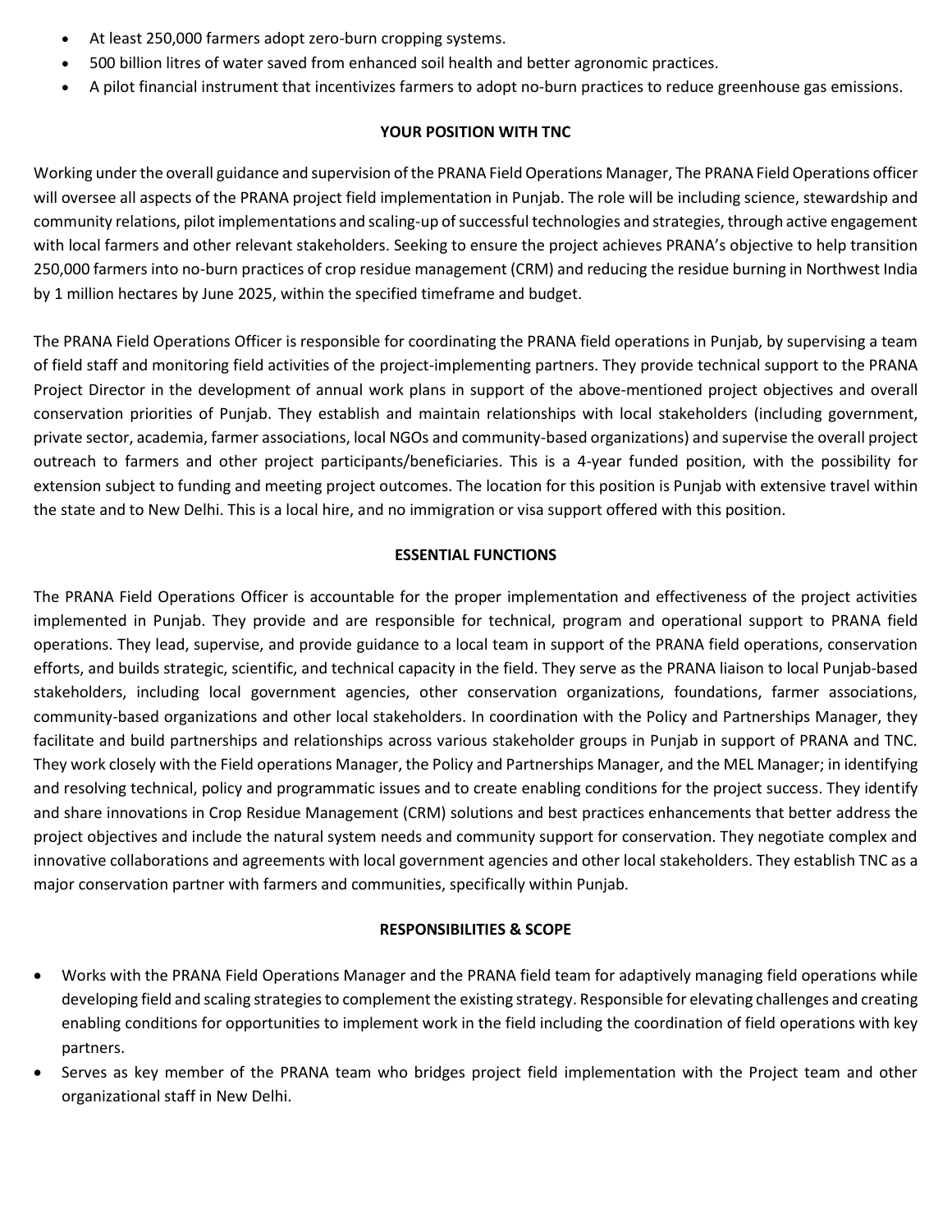- At least 250,000 farmers adopt zero-burn cropping systems.
- 500 billion litres of water saved from enhanced soil health and better agronomic practices.
- A pilot financial instrument that incentivizes farmers to adopt no-burn practices to reduce greenhouse gas emissions.

## YOUR POSITION WITH TNC

Working under the overall guidance and supervision of the PRANA Field Operations Manager, The PRANA Field Operations officer will oversee all aspects of the PRANA project field implementation in Punjab. The role will be including science, stewardship and community relations, pilot implementations and scaling-up of successful technologies and strategies, through active engagement with local farmers and other relevant stakeholders. Seeking to ensure the project achieves PRANA's objective to help transition 250,000 farmers into no-burn practices of crop residue management (CRM) and reducing the residue burning in Northwest India by 1 million hectares by June 2025, within the specified timeframe and budget.

The PRANA Field Operations Officer is responsible for coordinating the PRANA field operations in Punjab, by supervising a team of field staff and monitoring field activities of the project-implementing partners. They provide technical support to the PRANA Project Director in the development of annual work plans in support of the above-mentioned project objectives and overall conservation priorities of Punjab. They establish and maintain relationships with local stakeholders (including government, private sector, academia, farmer associations, local NGOs and community-based organizations) and supervise the overall project outreach to farmers and other project participants/beneficiaries. This is a 4-year funded position, with the possibility for extension subject to funding and meeting project outcomes. The location for this position is Punjab with extensive travel within the state and to New Delhi. This is a local hire, and no immigration or visa support offered with this position.

## ESSENTIAL FUNCTIONS

The PRANA Field Operations Officer is accountable for the proper implementation and effectiveness of the project activities implemented in Punjab. They provide and are responsible for technical, program and operational support to PRANA field operations. They lead, supervise, and provide guidance to a local team in support of the PRANA field operations, conservation efforts, and builds strategic, scientific, and technical capacity in the field. They serve as the PRANA liaison to local Punjab-based stakeholders, including local government agencies, other conservation organizations, foundations, farmer associations, community-based organizations and other local stakeholders. In coordination with the Policy and Partnerships Manager, they facilitate and build partnerships and relationships across various stakeholder groups in Punjab in support of PRANA and TNC. They work closely with the Field operations Manager, the Policy and Partnerships Manager, and the MEL Manager; in identifying and resolving technical, policy and programmatic issues and to create enabling conditions for the project success. They identify and share innovations in Crop Residue Management (CRM) solutions and best practices enhancements that better address the project objectives and include the natural system needs and community support for conservation. They negotiate complex and innovative collaborations and agreements with local government agencies and other local stakeholders. They establish TNC as a major conservation partner with farmers and communities, specifically within Punjab.

## RESPONSIBILITIES & SCOPE

- Works with the PRANA Field Operations Manager and the PRANA field team for adaptively managing field operations while developing field and scaling strategies to complement the existing strategy. Responsible for elevating challenges and creating enabling conditions for opportunities to implement work in the field including the coordination of field operations with key partners.
- Serves as key member of the PRANA team who bridges project field implementation with the Project team and other organizational staff in New Delhi.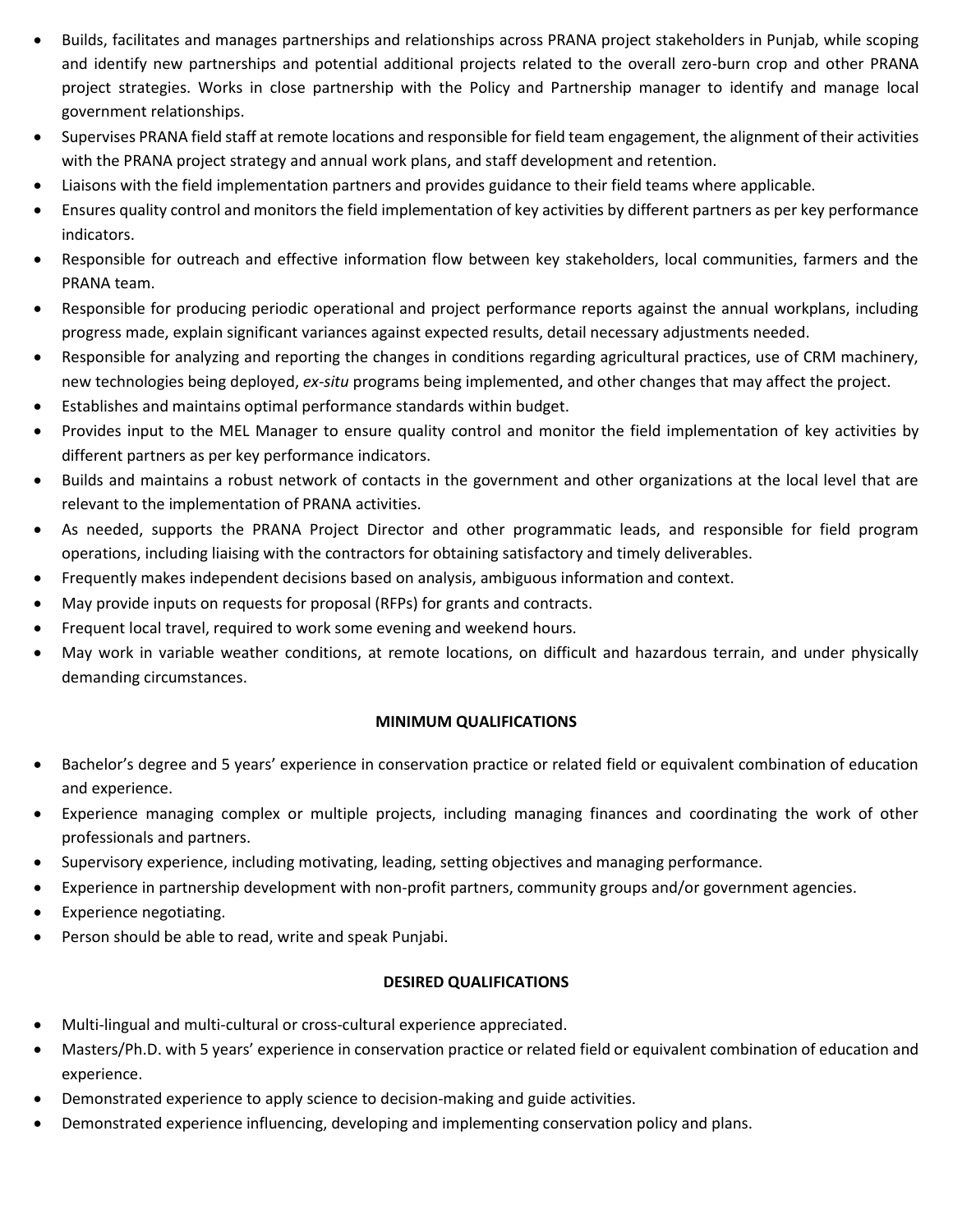- Builds, facilitates and manages partnerships and relationships across PRANA project stakeholders in Punjab, while scoping and identify new partnerships and potential additional projects related to the overall zero-burn crop and other PRANA project strategies. Works in close partnership with the Policy and Partnership manager to identify and manage local government relationships.
- Supervises PRANA field staff at remote locations and responsible for field team engagement, the alignment of their activities with the PRANA project strategy and annual work plans, and staff development and retention.
- Liaisons with the field implementation partners and provides guidance to their field teams where applicable.
- Ensures quality control and monitors the field implementation of key activities by different partners as per key performance indicators.
- Responsible for outreach and effective information flow between key stakeholders, local communities, farmers and the PRANA team.
- Responsible for producing periodic operational and project performance reports against the annual workplans, including progress made, explain significant variances against expected results, detail necessary adjustments needed.
- Responsible for analyzing and reporting the changes in conditions regarding agricultural practices, use of CRM machinery, new technologies being deployed, *ex-situ* programs being implemented, and other changes that may affect the project.
- Establishes and maintains optimal performance standards within budget.
- Provides input to the MEL Manager to ensure quality control and monitor the field implementation of key activities by different partners as per key performance indicators.
- Builds and maintains a robust network of contacts in the government and other organizations at the local level that are relevant to the implementation of PRANA activities.
- As needed, supports the PRANA Project Director and other programmatic leads, and responsible for field program operations, including liaising with the contractors for obtaining satisfactory and timely deliverables.
- Frequently makes independent decisions based on analysis, ambiguous information and context.
- May provide inputs on requests for proposal (RFPs) for grants and contracts.
- Frequent local travel, required to work some evening and weekend hours.
- May work in variable weather conditions, at remote locations, on difficult and hazardous terrain, and under physically demanding circumstances.

**MINIMUM QUALIFICATIONS**

- Bachelor's degree and 5 years' experience in conservation practice or related field or equivalent combination of education and experience.
- Experience managing complex or multiple projects, including managing finances and coordinating the work of other professionals and partners.
- Supervisory experience, including motivating, leading, setting objectives and managing performance.
- Experience in partnership development with non-profit partners, community groups and/or government agencies.
- Experience negotiating.
- Person should be able to read, write and speak Punjabi.

**DESIRED QUALIFICATIONS**

- Multi-lingual and multi-cultural or cross-cultural experience appreciated.
- Masters/Ph.D. with 5 years' experience in conservation practice or related field or equivalent combination of education and experience.
- Demonstrated experience to apply science to decision-making and guide activities.
- Demonstrated experience influencing, developing and implementing conservation policy and plans.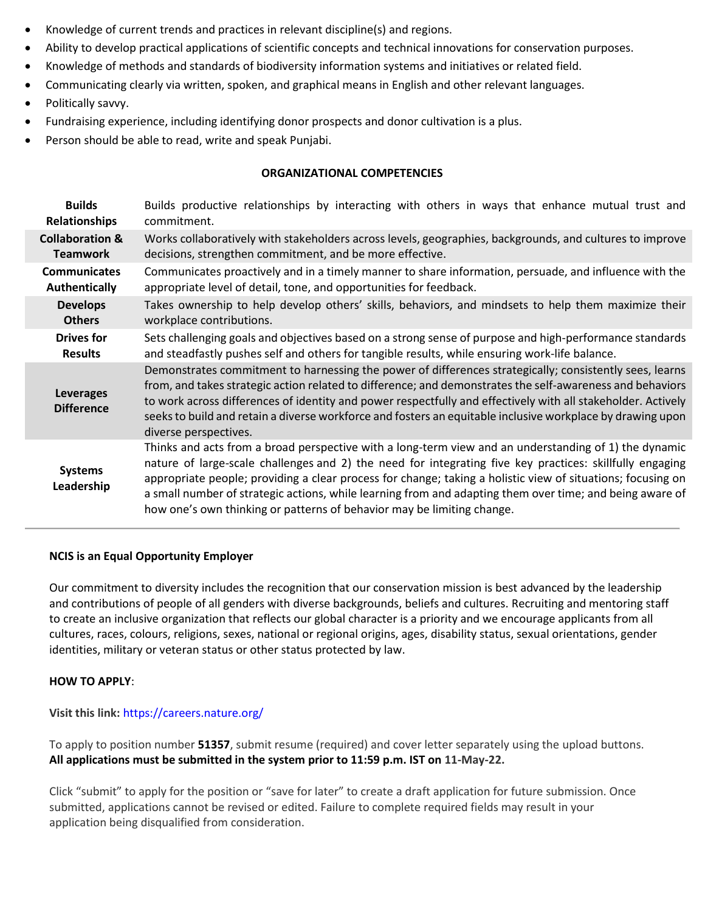- Knowledge of current trends and practices in relevant discipline(s) and regions.
- Ability to develop practical applications of scientific concepts and technical innovations for conservation purposes.
- Knowledge of methods and standards of biodiversity information systems and initiatives or related field.
- Communicating clearly via written, spoken, and graphical means in English and other relevant languages.
- Politically savvy.
- Fundraising experience, including identifying donor prospects and donor cultivation is a plus.
- Person should be able to read, write and speak Punjabi.

**ORGANIZATIONAL COMPETENCIES**

| | |
|---|---|
| **Builds Relationships** | Builds productive relationships by interacting with others in ways that enhance mutual trust and commitment. |
| **Collaboration & Teamwork** | Works collaboratively with stakeholders across levels, geographies, backgrounds, and cultures to improve decisions, strengthen commitment, and be more effective. |
| **Communicates Authentically** | Communicates proactively and in a timely manner to share information, persuade, and influence with the appropriate level of detail, tone, and opportunities for feedback. |
| **Develops Others** | Takes ownership to help develop others' skills, behaviors, and mindsets to help them maximize their workplace contributions. |
| **Drives for Results** | Sets challenging goals and objectives based on a strong sense of purpose and high-performance standards and steadfastly pushes self and others for tangible results, while ensuring work-life balance. |
| **Leverages Difference** | Demonstrates commitment to harnessing the power of differences strategically; consistently sees, learns from, and takes strategic action related to difference; and demonstrates the self-awareness and behaviors to work across differences of identity and power respectfully and effectively with all stakeholder. Actively seeks to build and retain a diverse workforce and fosters an equitable inclusive workplace by drawing upon diverse perspectives. |
| **Systems Leadership** | Thinks and acts from a broad perspective with a long-term view and an understanding of 1) the dynamic nature of large-scale challenges and 2) the need for integrating five key practices: skillfully engaging appropriate people; providing a clear process for change; taking a holistic view of situations; focusing on a small number of strategic actions, while learning from and adapting them over time; and being aware of how one's own thinking or patterns of behavior may be limiting change. |

**NCIS is an Equal Opportunity Employer**

Our commitment to diversity includes the recognition that our conservation mission is best advanced by the leadership and contributions of people of all genders with diverse backgrounds, beliefs and cultures. Recruiting and mentoring staff to create an inclusive organization that reflects our global character is a priority and we encourage applicants from all cultures, races, colours, religions, sexes, national or regional origins, ages, disability status, sexual orientations, gender identities, military or veteran status or other status protected by law.

**HOW TO APPLY**:

**Visit this link:** https://careers.nature.org/

To apply to position number **51357**, submit resume (required) and cover letter separately using the upload buttons. **All applications must be submitted in the system prior to 11:59 p.m. IST on 11-May-22.**

Click "submit" to apply for the position or "save for later" to create a draft application for future submission. Once submitted, applications cannot be revised or edited. Failure to complete required fields may result in your application being disqualified from consideration.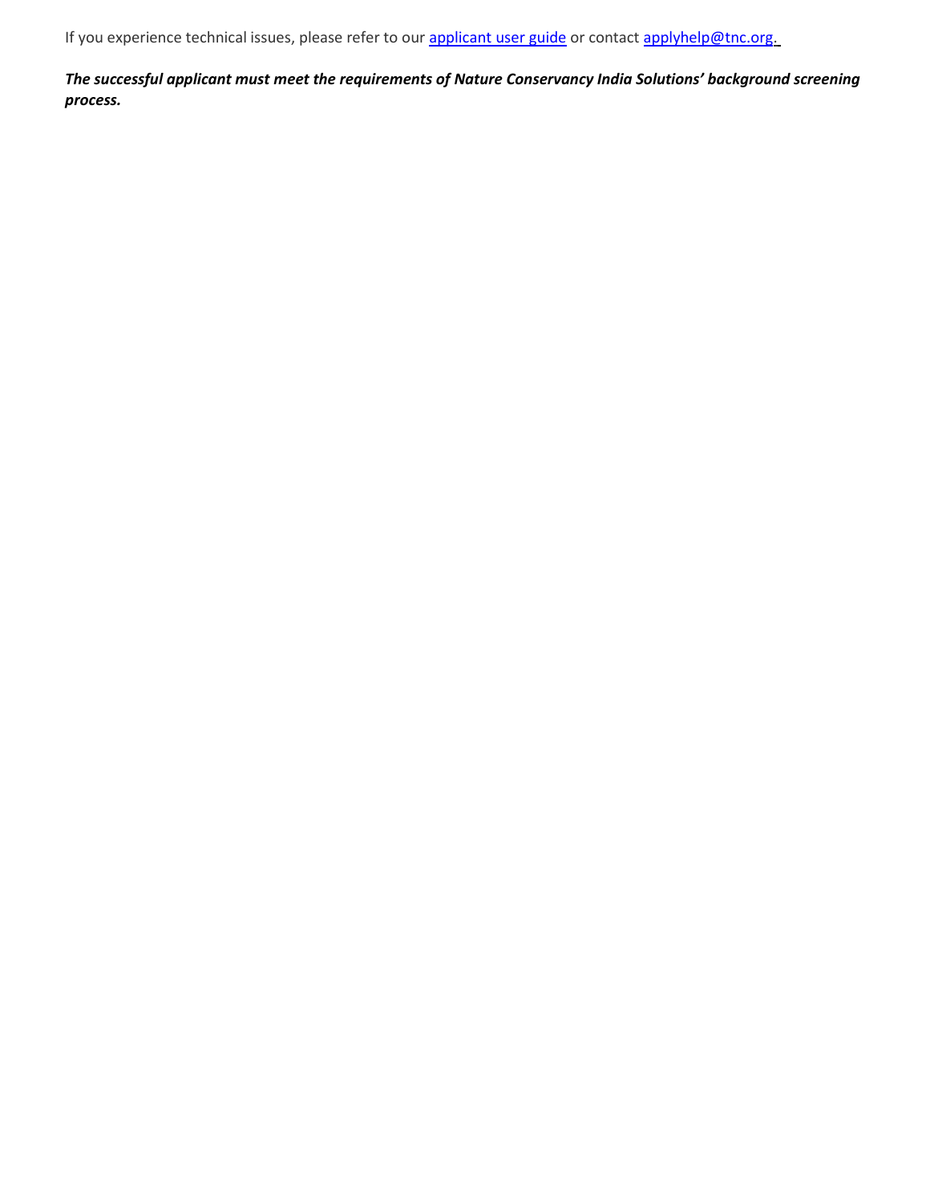If you experience technical issues, please refer to our applicant user guide or contact applyhelp@tnc.org.

***The successful applicant must meet the requirements of Nature Conservancy India Solutions' background screening process.***